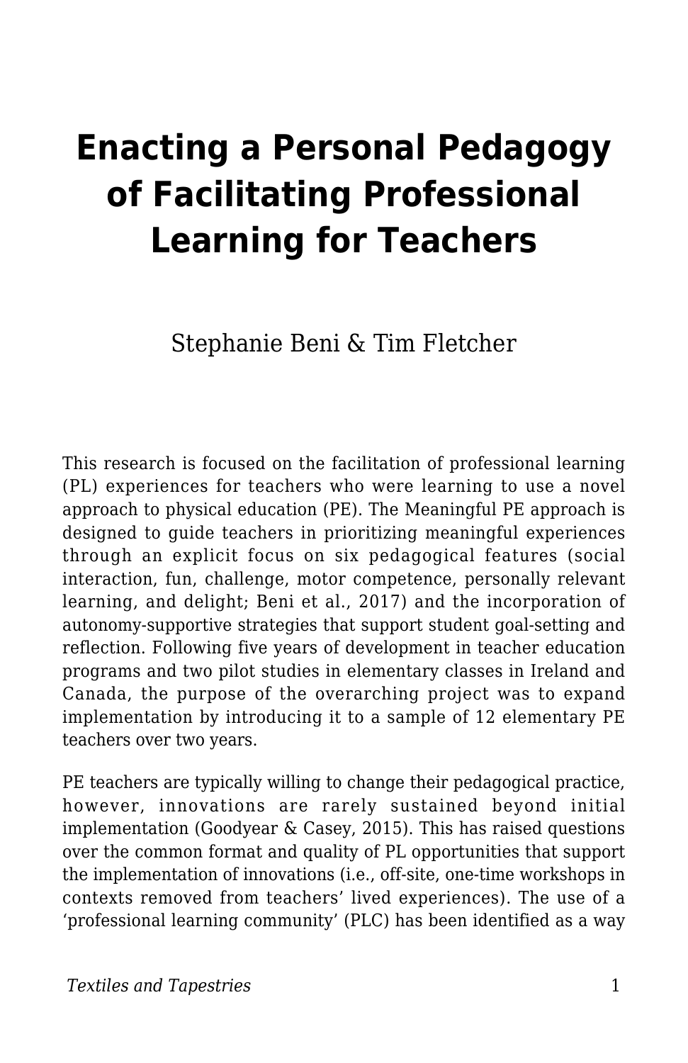# Enacting a Personal Pedagogy of Facilitating Professional Learning for Teachers

Stephanie Beni & Tim Fletcher

This research is focused on the facilitation of professional learning (PL) experiences for teachers who were learning to use a novel approach to physical education (PE). The Meaningful PE approach is designed to guide teachers in prioritizing meaningful experiences through an explicit focus on six pedagogical features (social interaction, fun, challenge, motor competence, personally relevant learning, and delight; Beni et al., 2017) and the incorporation of autonomy-supportive strategies that support student goal-setting and reflection. Following five years of development in teacher education programs and two pilot studies in elementary classes in Ireland and Canada, the purpose of the overarching project was to expand implementation by introducing it to a sample of 12 elementary PE teachers over two years.

PE teachers are typically willing to change their pedagogical practice, however, innovations are rarely sustained beyond initial implementation (Goodyear & Casey, 2015). This has raised questions over the common format and quality of PL opportunities that support the implementation of innovations (i.e., off-site, one-time workshops in contexts removed from teachers' lived experiences). The use of a 'professional learning community' (PLC) has been identified as a way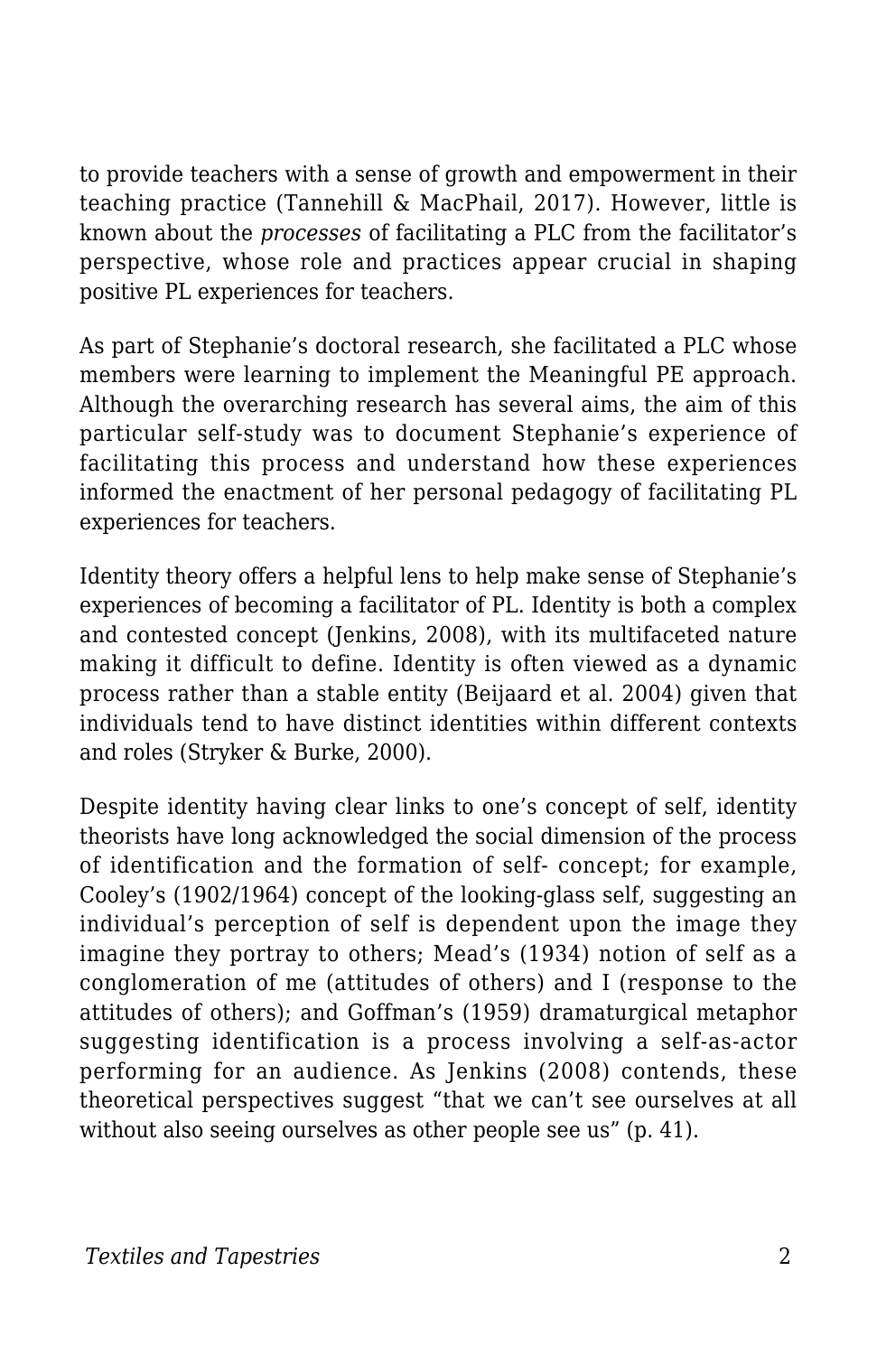to provide teachers with a sense of growth and empowerment in their teaching practice (Tannehill & MacPhail, 2017). However, little is known about the *processes* of facilitating a PLC from the facilitator's perspective, whose role and practices appear crucial in shaping positive PL experiences for teachers.

As part of Stephanie's doctoral research, she facilitated a PLC whose members were learning to implement the Meaningful PE approach. Although the overarching research has several aims, the aim of this particular self-study was to document Stephanie's experience of facilitating this process and understand how these experiences informed the enactment of her personal pedagogy of facilitating PL experiences for teachers.

Identity theory offers a helpful lens to help make sense of Stephanie's experiences of becoming a facilitator of PL. Identity is both a complex and contested concept (Jenkins, 2008), with its multifaceted nature making it difficult to define. Identity is often viewed as a dynamic process rather than a stable entity (Beijaard et al. 2004) given that individuals tend to have distinct identities within different contexts and roles (Stryker & Burke, 2000).

Despite identity having clear links to one's concept of self, identity theorists have long acknowledged the social dimension of the process of identification and the formation of self- concept; for example, Cooley's (1902/1964) concept of the looking-glass self, suggesting an individual's perception of self is dependent upon the image they imagine they portray to others; Mead's (1934) notion of self as a conglomeration of me (attitudes of others) and I (response to the attitudes of others); and Goffman's (1959) dramaturgical metaphor suggesting identification is a process involving a self-as-actor performing for an audience. As Jenkins (2008) contends, these theoretical perspectives suggest "that we can't see ourselves at all without also seeing ourselves as other people see us" (p. 41).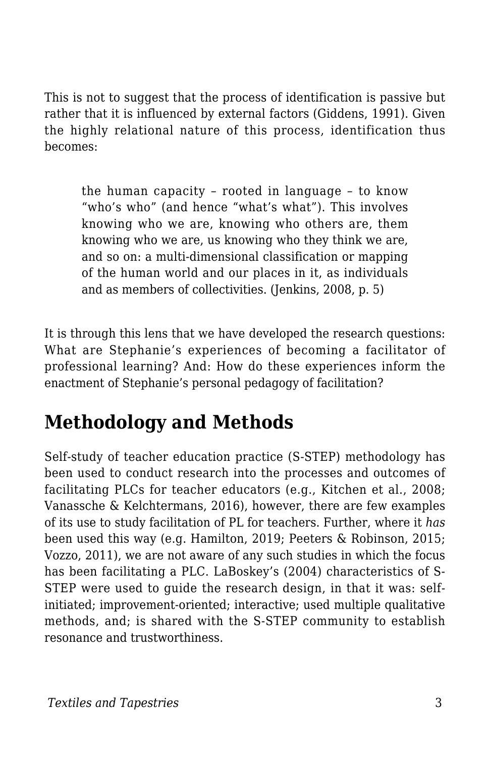This is not to suggest that the process of identification is passive but rather that it is influenced by external factors (Giddens, 1991). Given the highly relational nature of this process, identification thus becomes:

> the human capacity – rooted in language – to know "who's who" (and hence "what's what"). This involves knowing who we are, knowing who others are, them knowing who we are, us knowing who they think we are, and so on: a multi-dimensional classification or mapping of the human world and our places in it, as individuals and as members of collectivities. (Jenkins, 2008, p. 5)

It is through this lens that we have developed the research questions: What are Stephanie's experiences of becoming a facilitator of professional learning? And: How do these experiences inform the enactment of Stephanie's personal pedagogy of facilitation?

## Methodology and Methods

Self-study of teacher education practice (S-STEP) methodology has been used to conduct research into the processes and outcomes of facilitating PLCs for teacher educators (e.g., Kitchen et al., 2008; Vanassche & Kelchtermans, 2016), however, there are few examples of its use to study facilitation of PL for teachers. Further, where it *has* been used this way (e.g. Hamilton, 2019; Peeters & Robinson, 2015; Vozzo, 2011), we are not aware of any such studies in which the focus has been facilitating a PLC. LaBoskey's (2004) characteristics of S-STEP were used to guide the research design, in that it was: self-initiated; improvement-oriented; interactive; used multiple qualitative methods, and; is shared with the S-STEP community to establish resonance and trustworthiness.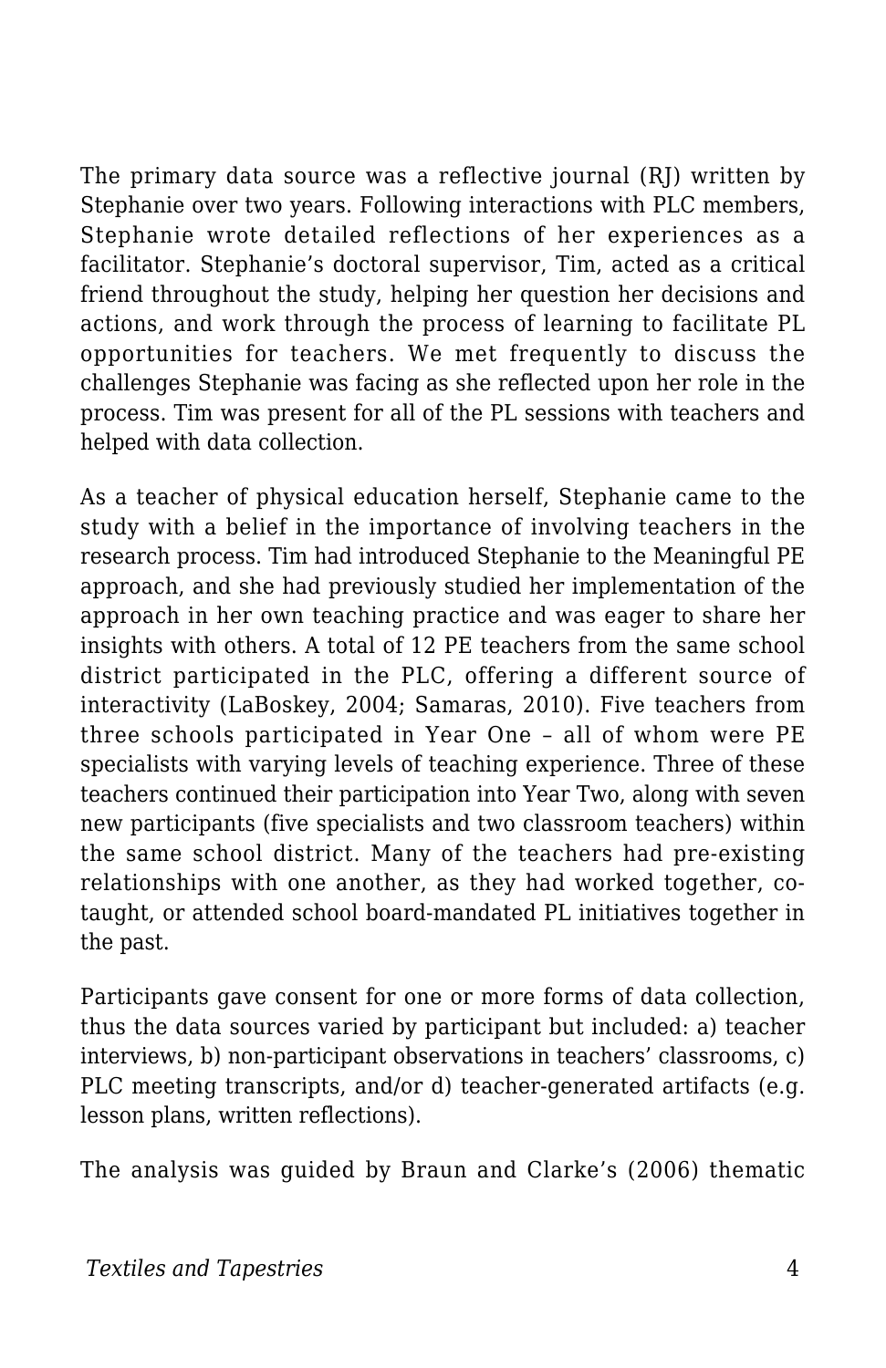The primary data source was a reflective journal (RJ) written by Stephanie over two years. Following interactions with PLC members, Stephanie wrote detailed reflections of her experiences as a facilitator. Stephanie's doctoral supervisor, Tim, acted as a critical friend throughout the study, helping her question her decisions and actions, and work through the process of learning to facilitate PL opportunities for teachers. We met frequently to discuss the challenges Stephanie was facing as she reflected upon her role in the process. Tim was present for all of the PL sessions with teachers and helped with data collection.

As a teacher of physical education herself, Stephanie came to the study with a belief in the importance of involving teachers in the research process. Tim had introduced Stephanie to the Meaningful PE approach, and she had previously studied her implementation of the approach in her own teaching practice and was eager to share her insights with others. A total of 12 PE teachers from the same school district participated in the PLC, offering a different source of interactivity (LaBoskey, 2004; Samaras, 2010). Five teachers from three schools participated in Year One – all of whom were PE specialists with varying levels of teaching experience. Three of these teachers continued their participation into Year Two, along with seven new participants (five specialists and two classroom teachers) within the same school district. Many of the teachers had pre-existing relationships with one another, as they had worked together, co-taught, or attended school board-mandated PL initiatives together in the past.

Participants gave consent for one or more forms of data collection, thus the data sources varied by participant but included: a) teacher interviews, b) non-participant observations in teachers' classrooms, c) PLC meeting transcripts, and/or d) teacher-generated artifacts (e.g. lesson plans, written reflections).

The analysis was guided by Braun and Clarke's (2006) thematic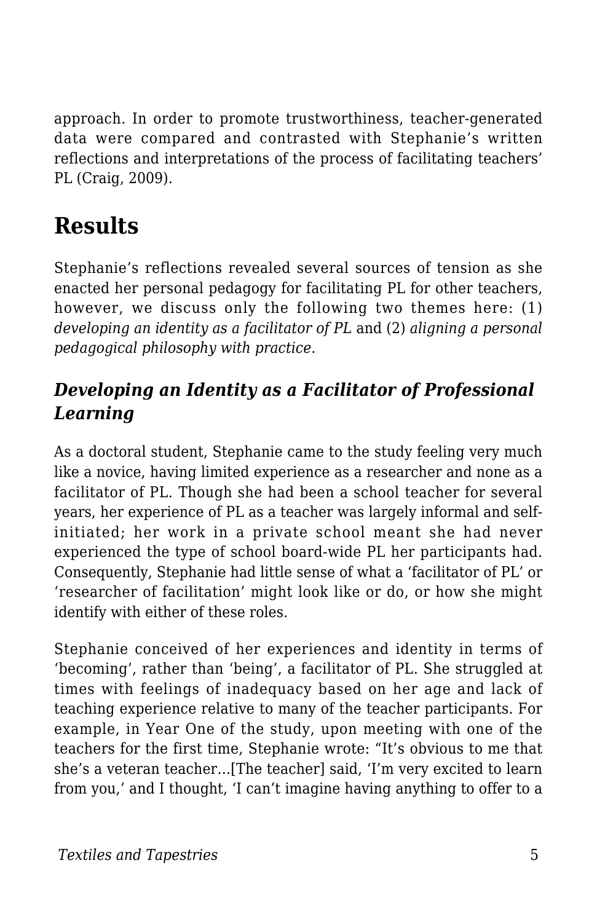approach. In order to promote trustworthiness, teacher-generated data were compared and contrasted with Stephanie's written reflections and interpretations of the process of facilitating teachers' PL (Craig, 2009).

# Results

Stephanie's reflections revealed several sources of tension as she enacted her personal pedagogy for facilitating PL for other teachers, however, we discuss only the following two themes here: (1) *developing an identity as a facilitator of PL* and (2) *aligning a personal pedagogical philosophy with practice*.

## *Developing an Identity as a Facilitator of Professional Learning*

As a doctoral student, Stephanie came to the study feeling very much like a novice, having limited experience as a researcher and none as a facilitator of PL. Though she had been a school teacher for several years, her experience of PL as a teacher was largely informal and self-initiated; her work in a private school meant she had never experienced the type of school board-wide PL her participants had. Consequently, Stephanie had little sense of what a 'facilitator of PL' or 'researcher of facilitation' might look like or do, or how she might identify with either of these roles.

Stephanie conceived of her experiences and identity in terms of 'becoming', rather than 'being', a facilitator of PL. She struggled at times with feelings of inadequacy based on her age and lack of teaching experience relative to many of the teacher participants. For example, in Year One of the study, upon meeting with one of the teachers for the first time, Stephanie wrote: "It's obvious to me that she's a veteran teacher...[The teacher] said, 'I'm very excited to learn from you,' and I thought, 'I can't imagine having anything to offer to a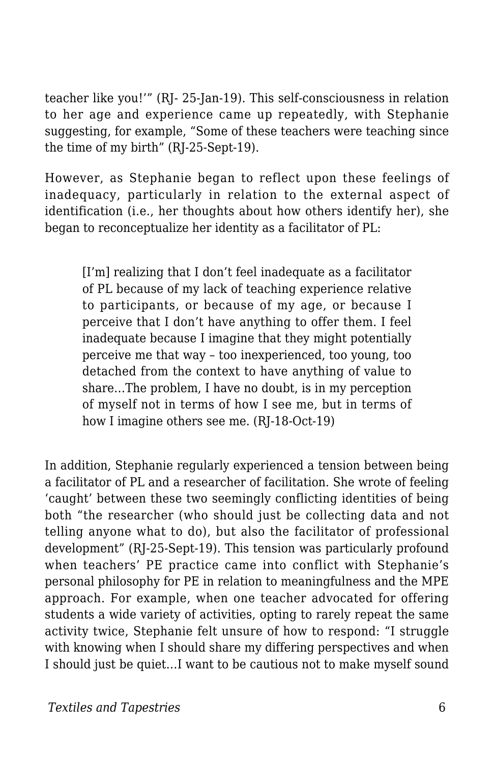teacher like you!'" (RJ- 25-Jan-19). This self-consciousness in relation to her age and experience came up repeatedly, with Stephanie suggesting, for example, "Some of these teachers were teaching since the time of my birth" (RJ-25-Sept-19).

However, as Stephanie began to reflect upon these feelings of inadequacy, particularly in relation to the external aspect of identification (i.e., her thoughts about how others identify her), she began to reconceptualize her identity as a facilitator of PL:

> [I'm] realizing that I don't feel inadequate as a facilitator of PL because of my lack of teaching experience relative to participants, or because of my age, or because I perceive that I don't have anything to offer them. I feel inadequate because I imagine that they might potentially perceive me that way – too inexperienced, too young, too detached from the context to have anything of value to share…The problem, I have no doubt, is in my perception of myself not in terms of how I see me, but in terms of how I imagine others see me. (RJ-18-Oct-19)

In addition, Stephanie regularly experienced a tension between being a facilitator of PL and a researcher of facilitation. She wrote of feeling 'caught' between these two seemingly conflicting identities of being both "the researcher (who should just be collecting data and not telling anyone what to do), but also the facilitator of professional development" (RJ-25-Sept-19). This tension was particularly profound when teachers' PE practice came into conflict with Stephanie's personal philosophy for PE in relation to meaningfulness and the MPE approach. For example, when one teacher advocated for offering students a wide variety of activities, opting to rarely repeat the same activity twice, Stephanie felt unsure of how to respond: "I struggle with knowing when I should share my differing perspectives and when I should just be quiet…I want to be cautious not to make myself sound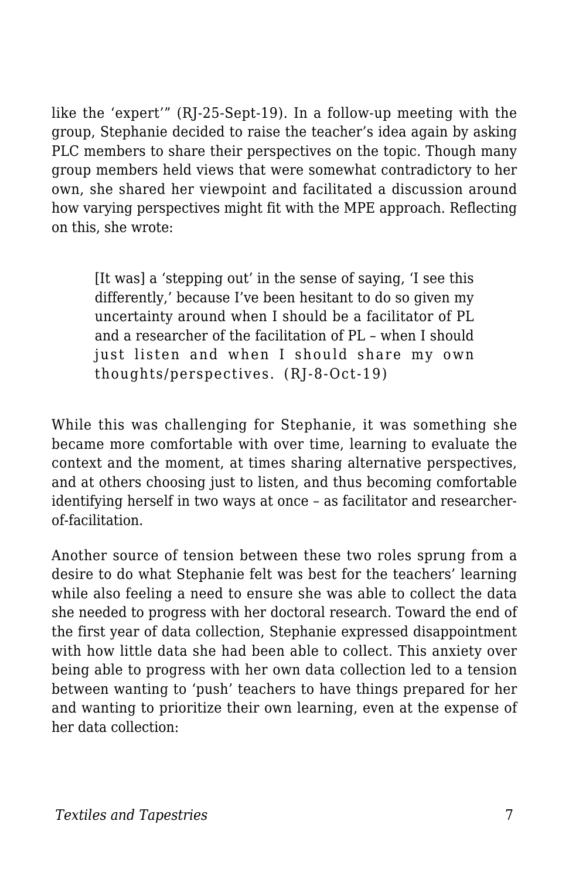like the 'expert'" (RJ-25-Sept-19). In a follow-up meeting with the group, Stephanie decided to raise the teacher's idea again by asking PLC members to share their perspectives on the topic. Though many group members held views that were somewhat contradictory to her own, she shared her viewpoint and facilitated a discussion around how varying perspectives might fit with the MPE approach. Reflecting on this, she wrote:

> [It was] a 'stepping out' in the sense of saying, 'I see this differently,' because I've been hesitant to do so given my uncertainty around when I should be a facilitator of PL and a researcher of the facilitation of PL – when I should just listen and when I should share my own thoughts/perspectives. (RJ-8-Oct-19)

While this was challenging for Stephanie, it was something she became more comfortable with over time, learning to evaluate the context and the moment, at times sharing alternative perspectives, and at others choosing just to listen, and thus becoming comfortable identifying herself in two ways at once – as facilitator and researcher-of-facilitation.

Another source of tension between these two roles sprung from a desire to do what Stephanie felt was best for the teachers' learning while also feeling a need to ensure she was able to collect the data she needed to progress with her doctoral research. Toward the end of the first year of data collection, Stephanie expressed disappointment with how little data she had been able to collect. This anxiety over being able to progress with her own data collection led to a tension between wanting to 'push' teachers to have things prepared for her and wanting to prioritize their own learning, even at the expense of her data collection: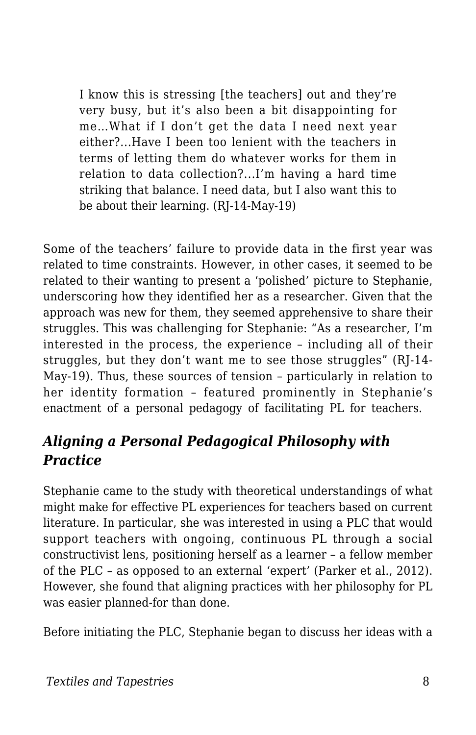> I know this is stressing [the teachers] out and they're very busy, but it's also been a bit disappointing for me…What if I don't get the data I need next year either?…Have I been too lenient with the teachers in terms of letting them do whatever works for them in relation to data collection?…I'm having a hard time striking that balance. I need data, but I also want this to be about their learning. (RJ-14-May-19)

Some of the teachers' failure to provide data in the first year was related to time constraints. However, in other cases, it seemed to be related to their wanting to present a 'polished' picture to Stephanie, underscoring how they identified her as a researcher. Given that the approach was new for them, they seemed apprehensive to share their struggles. This was challenging for Stephanie: "As a researcher, I'm interested in the process, the experience – including all of their struggles, but they don't want me to see those struggles" (RJ-14-May-19). Thus, these sources of tension – particularly in relation to her identity formation – featured prominently in Stephanie's enactment of a personal pedagogy of facilitating PL for teachers.

### *Aligning a Personal Pedagogical Philosophy with Practice*

Stephanie came to the study with theoretical understandings of what might make for effective PL experiences for teachers based on current literature. In particular, she was interested in using a PLC that would support teachers with ongoing, continuous PL through a social constructivist lens, positioning herself as a learner – a fellow member of the PLC – as opposed to an external 'expert' (Parker et al., 2012). However, she found that aligning practices with her philosophy for PL was easier planned-for than done.

Before initiating the PLC, Stephanie began to discuss her ideas with a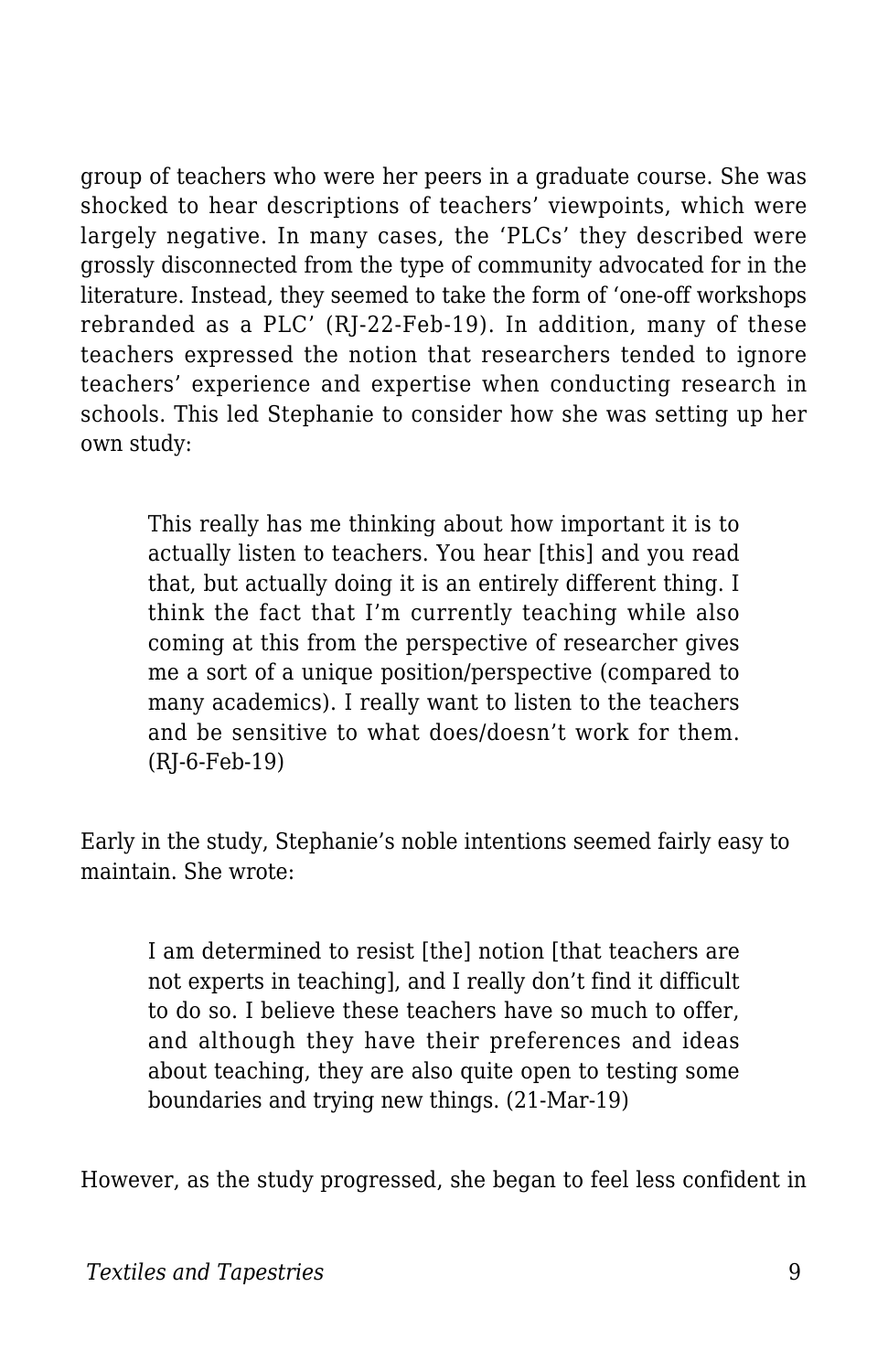group of teachers who were her peers in a graduate course. She was shocked to hear descriptions of teachers' viewpoints, which were largely negative. In many cases, the 'PLCs' they described were grossly disconnected from the type of community advocated for in the literature. Instead, they seemed to take the form of 'one-off workshops rebranded as a PLC' (RJ-22-Feb-19). In addition, many of these teachers expressed the notion that researchers tended to ignore teachers' experience and expertise when conducting research in schools. This led Stephanie to consider how she was setting up her own study:

> This really has me thinking about how important it is to actually listen to teachers. You hear [this] and you read that, but actually doing it is an entirely different thing. I think the fact that I'm currently teaching while also coming at this from the perspective of researcher gives me a sort of a unique position/perspective (compared to many academics). I really want to listen to the teachers and be sensitive to what does/doesn't work for them. (RJ-6-Feb-19)

Early in the study, Stephanie's noble intentions seemed fairly easy to maintain. She wrote:

> I am determined to resist [the] notion [that teachers are not experts in teaching], and I really don't find it difficult to do so. I believe these teachers have so much to offer, and although they have their preferences and ideas about teaching, they are also quite open to testing some boundaries and trying new things. (21-Mar-19)

However, as the study progressed, she began to feel less confident in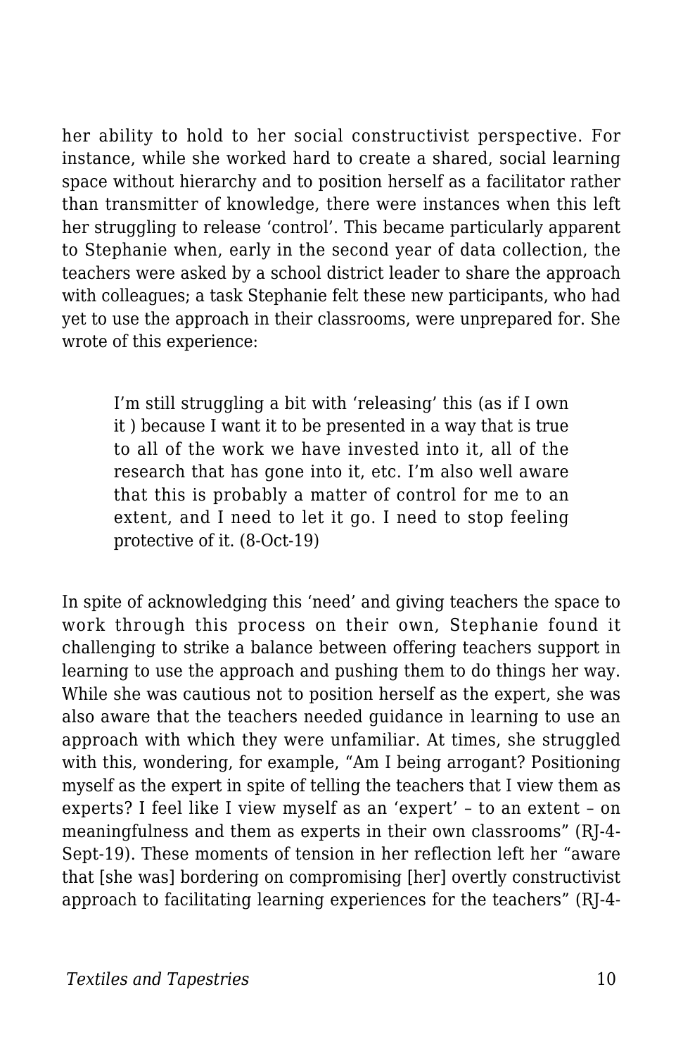her ability to hold to her social constructivist perspective. For instance, while she worked hard to create a shared, social learning space without hierarchy and to position herself as a facilitator rather than transmitter of knowledge, there were instances when this left her struggling to release 'control'. This became particularly apparent to Stephanie when, early in the second year of data collection, the teachers were asked by a school district leader to share the approach with colleagues; a task Stephanie felt these new participants, who had yet to use the approach in their classrooms, were unprepared for. She wrote of this experience:

> I'm still struggling a bit with 'releasing' this (as if I own it ) because I want it to be presented in a way that is true to all of the work we have invested into it, all of the research that has gone into it, etc. I'm also well aware that this is probably a matter of control for me to an extent, and I need to let it go. I need to stop feeling protective of it. (8-Oct-19)

In spite of acknowledging this 'need' and giving teachers the space to work through this process on their own, Stephanie found it challenging to strike a balance between offering teachers support in learning to use the approach and pushing them to do things her way. While she was cautious not to position herself as the expert, she was also aware that the teachers needed guidance in learning to use an approach with which they were unfamiliar. At times, she struggled with this, wondering, for example, "Am I being arrogant? Positioning myself as the expert in spite of telling the teachers that I view them as experts? I feel like I view myself as an 'expert' – to an extent – on meaningfulness and them as experts in their own classrooms" (RJ-4-Sept-19). These moments of tension in her reflection left her "aware that [she was] bordering on compromising [her] overtly constructivist approach to facilitating learning experiences for the teachers" (RJ-4-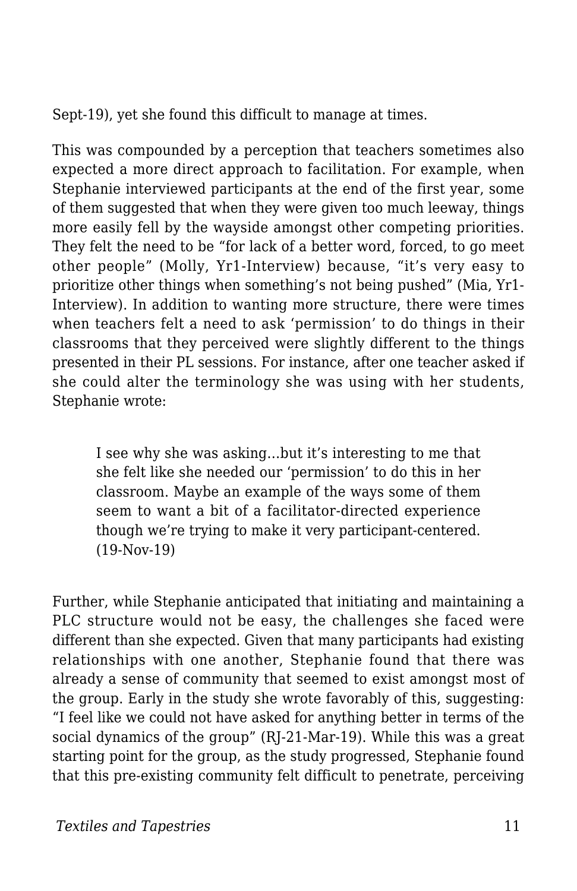Sept-19), yet she found this difficult to manage at times.

This was compounded by a perception that teachers sometimes also expected a more direct approach to facilitation. For example, when Stephanie interviewed participants at the end of the first year, some of them suggested that when they were given too much leeway, things more easily fell by the wayside amongst other competing priorities. They felt the need to be "for lack of a better word, forced, to go meet other people" (Molly, Yr1-Interview) because, "it's very easy to prioritize other things when something's not being pushed" (Mia, Yr1-Interview). In addition to wanting more structure, there were times when teachers felt a need to ask 'permission' to do things in their classrooms that they perceived were slightly different to the things presented in their PL sessions. For instance, after one teacher asked if she could alter the terminology she was using with her students, Stephanie wrote:

> I see why she was asking…but it's interesting to me that she felt like she needed our 'permission' to do this in her classroom. Maybe an example of the ways some of them seem to want a bit of a facilitator-directed experience though we're trying to make it very participant-centered. (19-Nov-19)

Further, while Stephanie anticipated that initiating and maintaining a PLC structure would not be easy, the challenges she faced were different than she expected. Given that many participants had existing relationships with one another, Stephanie found that there was already a sense of community that seemed to exist amongst most of the group. Early in the study she wrote favorably of this, suggesting: "I feel like we could not have asked for anything better in terms of the social dynamics of the group" (RJ-21-Mar-19). While this was a great starting point for the group, as the study progressed, Stephanie found that this pre-existing community felt difficult to penetrate, perceiving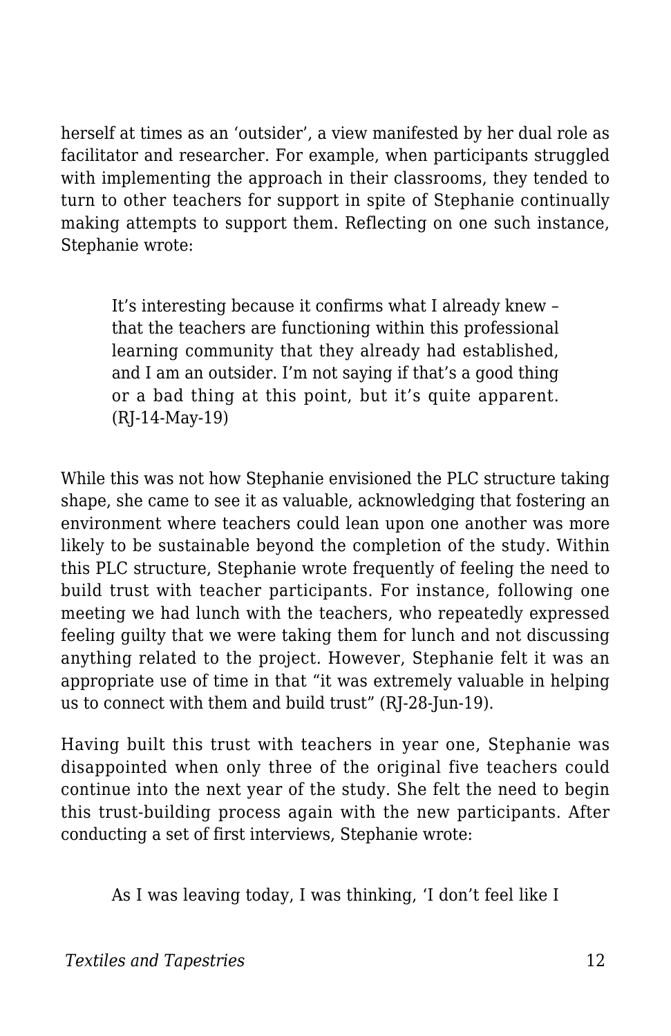herself at times as an 'outsider', a view manifested by her dual role as facilitator and researcher. For example, when participants struggled with implementing the approach in their classrooms, they tended to turn to other teachers for support in spite of Stephanie continually making attempts to support them. Reflecting on one such instance, Stephanie wrote:

> It's interesting because it confirms what I already knew – that the teachers are functioning within this professional learning community that they already had established, and I am an outsider. I'm not saying if that's a good thing or a bad thing at this point, but it's quite apparent. (RJ-14-May-19)

While this was not how Stephanie envisioned the PLC structure taking shape, she came to see it as valuable, acknowledging that fostering an environment where teachers could lean upon one another was more likely to be sustainable beyond the completion of the study. Within this PLC structure, Stephanie wrote frequently of feeling the need to build trust with teacher participants. For instance, following one meeting we had lunch with the teachers, who repeatedly expressed feeling guilty that we were taking them for lunch and not discussing anything related to the project. However, Stephanie felt it was an appropriate use of time in that "it was extremely valuable in helping us to connect with them and build trust" (RJ-28-Jun-19).

Having built this trust with teachers in year one, Stephanie was disappointed when only three of the original five teachers could continue into the next year of the study. She felt the need to begin this trust-building process again with the new participants. After conducting a set of first interviews, Stephanie wrote:

> As I was leaving today, I was thinking, 'I don't feel like I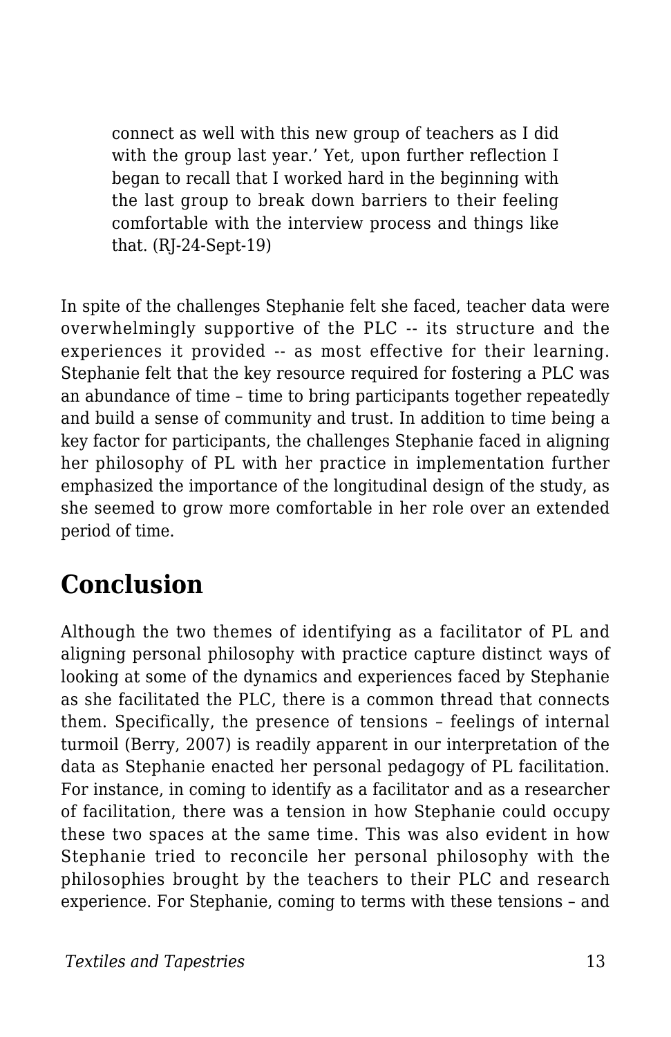> connect as well with this new group of teachers as I did with the group last year.' Yet, upon further reflection I began to recall that I worked hard in the beginning with the last group to break down barriers to their feeling comfortable with the interview process and things like that. (RJ-24-Sept-19)

In spite of the challenges Stephanie felt she faced, teacher data were overwhelmingly supportive of the PLC -- its structure and the experiences it provided -- as most effective for their learning. Stephanie felt that the key resource required for fostering a PLC was an abundance of time – time to bring participants together repeatedly and build a sense of community and trust. In addition to time being a key factor for participants, the challenges Stephanie faced in aligning her philosophy of PL with her practice in implementation further emphasized the importance of the longitudinal design of the study, as she seemed to grow more comfortable in her role over an extended period of time.

## Conclusion

Although the two themes of identifying as a facilitator of PL and aligning personal philosophy with practice capture distinct ways of looking at some of the dynamics and experiences faced by Stephanie as she facilitated the PLC, there is a common thread that connects them. Specifically, the presence of tensions – feelings of internal turmoil (Berry, 2007) is readily apparent in our interpretation of the data as Stephanie enacted her personal pedagogy of PL facilitation. For instance, in coming to identify as a facilitator and as a researcher of facilitation, there was a tension in how Stephanie could occupy these two spaces at the same time. This was also evident in how Stephanie tried to reconcile her personal philosophy with the philosophies brought by the teachers to their PLC and research experience. For Stephanie, coming to terms with these tensions – and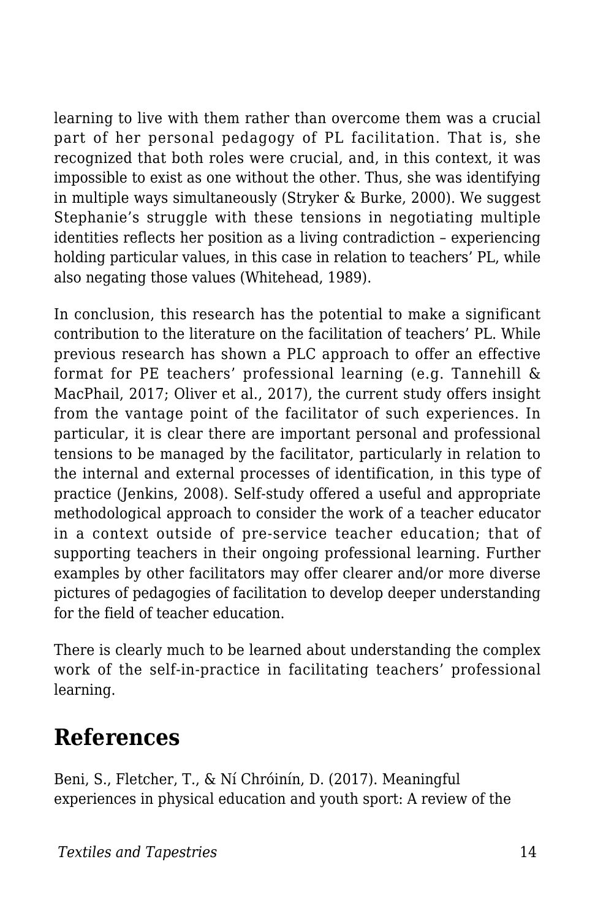learning to live with them rather than overcome them was a crucial part of her personal pedagogy of PL facilitation. That is, she recognized that both roles were crucial, and, in this context, it was impossible to exist as one without the other. Thus, she was identifying in multiple ways simultaneously (Stryker & Burke, 2000). We suggest Stephanie's struggle with these tensions in negotiating multiple identities reflects her position as a living contradiction – experiencing holding particular values, in this case in relation to teachers' PL, while also negating those values (Whitehead, 1989).

In conclusion, this research has the potential to make a significant contribution to the literature on the facilitation of teachers' PL. While previous research has shown a PLC approach to offer an effective format for PE teachers' professional learning (e.g. Tannehill & MacPhail, 2017; Oliver et al., 2017), the current study offers insight from the vantage point of the facilitator of such experiences. In particular, it is clear there are important personal and professional tensions to be managed by the facilitator, particularly in relation to the internal and external processes of identification, in this type of practice (Jenkins, 2008). Self-study offered a useful and appropriate methodological approach to consider the work of a teacher educator in a context outside of pre-service teacher education; that of supporting teachers in their ongoing professional learning. Further examples by other facilitators may offer clearer and/or more diverse pictures of pedagogies of facilitation to develop deeper understanding for the field of teacher education.

There is clearly much to be learned about understanding the complex work of the self-in-practice in facilitating teachers' professional learning.

## References

Beni, S., Fletcher, T., & Ní Chróinín, D. (2017). Meaningful experiences in physical education and youth sport: A review of the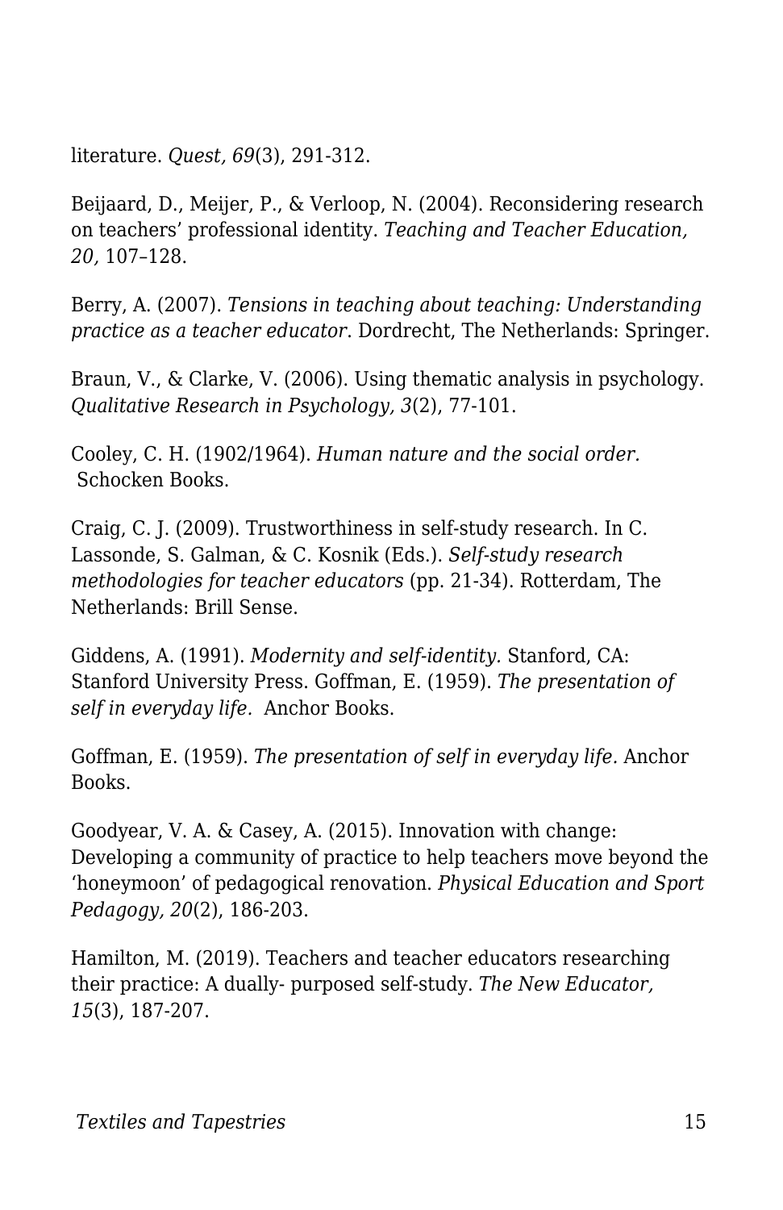literature. *Quest, 69*(3), 291-312.

Beijaard, D., Meijer, P., & Verloop, N. (2004). Reconsidering research on teachers' professional identity. *Teaching and Teacher Education, 20,* 107–128.

Berry, A. (2007). *Tensions in teaching about teaching: Understanding practice as a teacher educator*. Dordrecht, The Netherlands: Springer.

Braun, V., & Clarke, V. (2006). Using thematic analysis in psychology. *Qualitative Research in Psychology, 3*(2), 77-101.

Cooley, C. H. (1902/1964). *Human nature and the social order.* Schocken Books.

Craig, C. J. (2009). Trustworthiness in self-study research. In C. Lassonde, S. Galman, & C. Kosnik (Eds.). *Self-study research methodologies for teacher educators* (pp. 21-34). Rotterdam, The Netherlands: Brill Sense.

Giddens, A. (1991). *Modernity and self-identity.* Stanford, CA: Stanford University Press. Goffman, E. (1959). *The presentation of self in everyday life.* Anchor Books.

Goffman, E. (1959). *The presentation of self in everyday life.* Anchor Books.

Goodyear, V. A. & Casey, A. (2015). Innovation with change: Developing a community of practice to help teachers move beyond the 'honeymoon' of pedagogical renovation. *Physical Education and Sport Pedagogy, 20*(2), 186-203.

Hamilton, M. (2019). Teachers and teacher educators researching their practice: A dually- purposed self-study. *The New Educator, 15*(3), 187-207.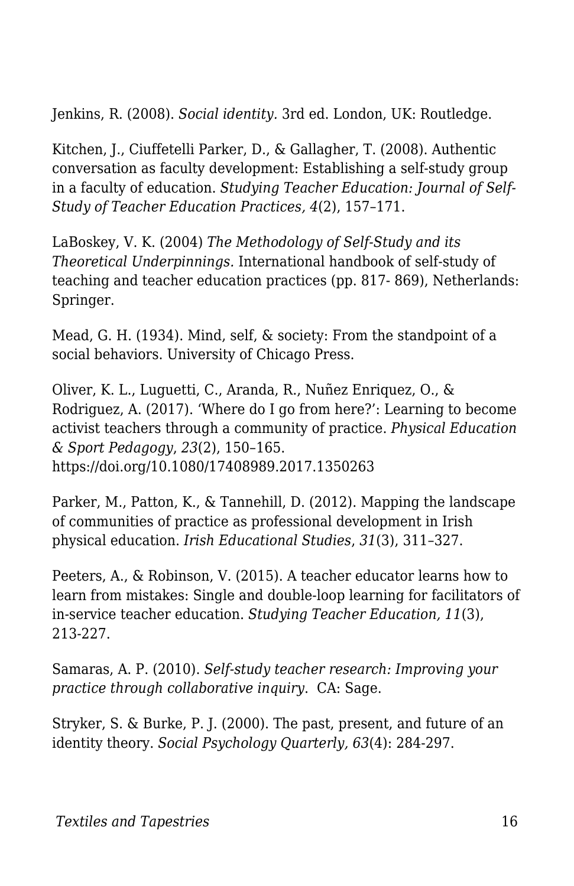Jenkins, R. (2008). *Social identity.* 3rd ed. London, UK: Routledge.

Kitchen, J., Ciuffetelli Parker, D., & Gallagher, T. (2008). Authentic conversation as faculty development: Establishing a self-study group in a faculty of education. *Studying Teacher Education: Journal of Self-Study of Teacher Education Practices, 4*(2), 157–171.

LaBoskey, V. K. (2004) *The Methodology of Self-Study and its Theoretical Underpinnings.* International handbook of self-study of teaching and teacher education practices (pp. 817- 869), Netherlands: Springer.

Mead, G. H. (1934). Mind, self, & society: From the standpoint of a social behaviors. University of Chicago Press.

Oliver, K. L., Luguetti, C., Aranda, R., Nuñez Enriquez, O., & Rodriguez, A. (2017). 'Where do I go from here?': Learning to become activist teachers through a community of practice. *Physical Education & Sport Pedagogy*, *23*(2), 150–165. https://doi.org/10.1080/17408989.2017.1350263

Parker, M., Patton, K., & Tannehill, D. (2012). Mapping the landscape of communities of practice as professional development in Irish physical education. *Irish Educational Studies*, *31*(3), 311–327.

Peeters, A., & Robinson, V. (2015). A teacher educator learns how to learn from mistakes: Single and double-loop learning for facilitators of in-service teacher education. *Studying Teacher Education, 11*(3), 213-227.

Samaras, A. P. (2010). *Self-study teacher research: Improving your practice through collaborative inquiry*. CA: Sage.

Stryker, S. & Burke, P. J. (2000). The past, present, and future of an identity theory. *Social Psychology Quarterly, 63*(4): 284-297.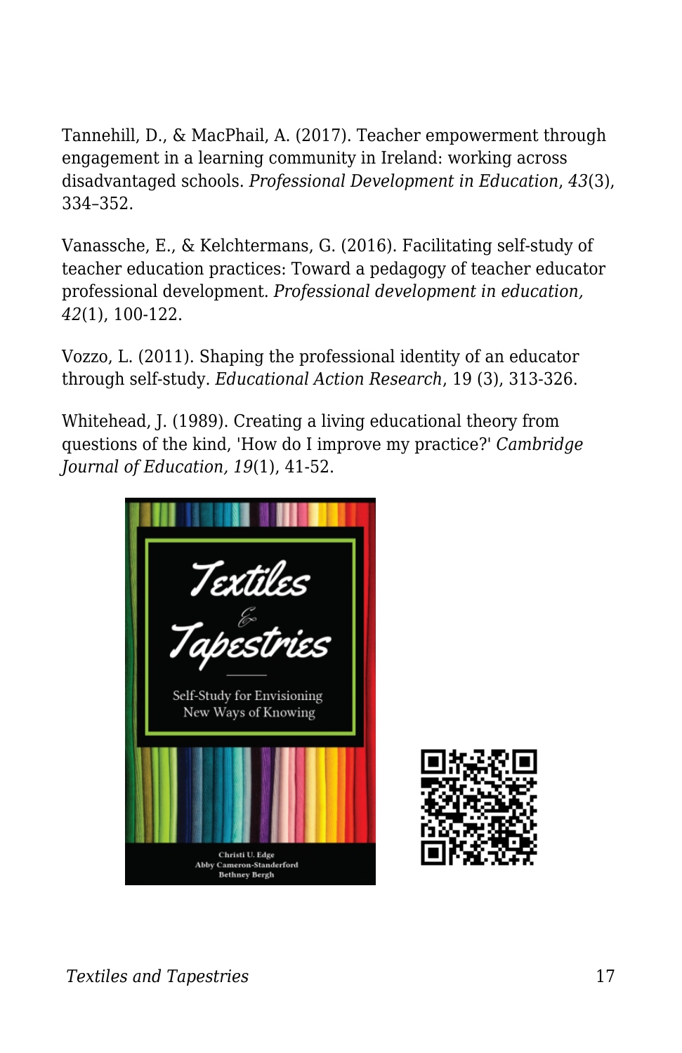Tannehill, D., & MacPhail, A. (2017). Teacher empowerment through engagement in a learning community in Ireland: working across disadvantaged schools. *Professional Development in Education*, *43*(3), 334–352.

Vanassche, E., & Kelchtermans, G. (2016). Facilitating self-study of teacher education practices: Toward a pedagogy of teacher educator professional development. *Professional development in education, 42*(1), 100-122.

Vozzo, L. (2011). Shaping the professional identity of an educator through self-study. *Educational Action Research*, 19 (3), 313-326.

Whitehead, J. (1989). Creating a living educational theory from questions of the kind, 'How do I improve my practice?' *Cambridge Journal of Education, 19*(1), 41-52.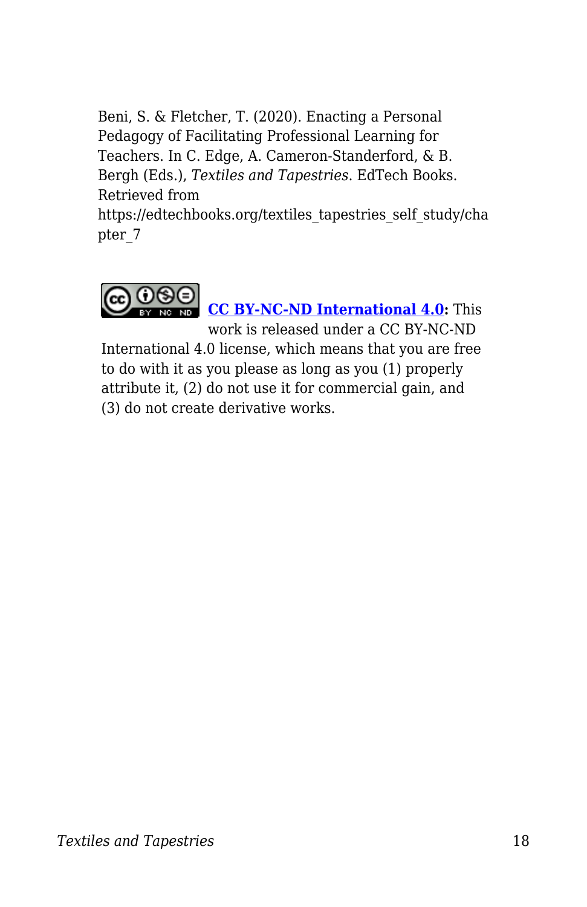Beni, S. & Fletcher, T. (2020). Enacting a Personal Pedagogy of Facilitating Professional Learning for Teachers. In C. Edge, A. Cameron-Standerford, & B. Bergh (Eds.), *Textiles and Tapestries*. EdTech Books. Retrieved from https://edtechbooks.org/textiles_tapestries_self_study/chapter_7

**CC BY-NC-ND International 4.0:** This work is released under a CC BY-NC-ND International 4.0 license, which means that you are free to do with it as you please as long as you (1) properly attribute it, (2) do not use it for commercial gain, and (3) do not create derivative works.